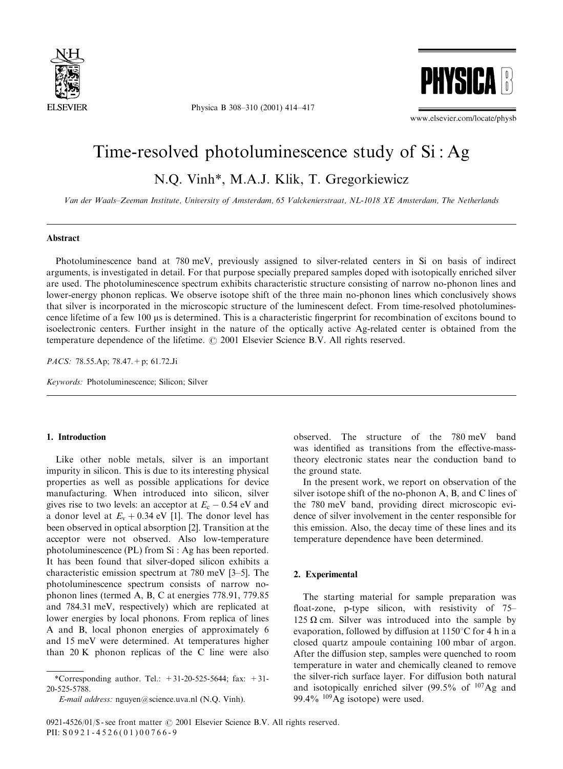# Time-resolved photoluminescence study of Si : Ag

N.Q. Vinh*, M.A.J. Klik, T. Gregorkiewicz

*Van der Waals–Zeeman Institute, University of Amsterdam, 65 Valckenierstraat, NL-1018 XE Amsterdam, The Netherlands*

## Abstract

Photoluminescence band at 780 meV, previously assigned to silver-related centers in Si on basis of indirect arguments, is investigated in detail. For that purpose specially prepared samples doped with isotopically enriched silver are used. The photoluminescence spectrum exhibits characteristic structure consisting of narrow no-phonon lines and lower-energy phonon replicas. We observe isotope shift of the three main no-phonon lines which conclusively shows that silver is incorporated in the microscopic structure of the luminescent defect. From time-resolved photoluminescence lifetime of a few 100 μs is determined. This is a characteristic fingerprint for recombination of excitons bound to isoelectronic centers. Further insight in the nature of the optically active Ag-related center is obtained from the temperature dependence of the lifetime. © 2001 Elsevier Science B.V. All rights reserved.

*PACS:* 78.55.Ap; 78.47.+p; 61.72.Ji

*Keywords:* Photoluminescence; Silicon; Silver

## 1. Introduction

Like other noble metals, silver is an important impurity in silicon. This is due to its interesting physical properties as well as possible applications for device manufacturing. When introduced into silicon, silver gives rise to two levels: an acceptor at $E_c - 0.54$ eV and a donor level at $E_v + 0.34$ eV [1]. The donor level has been observed in optical absorption [2]. Transition at the acceptor were not observed. Also low-temperature photoluminescence (PL) from Si : Ag has been reported. It has been found that silver-doped silicon exhibits a characteristic emission spectrum at 780 meV [3–5]. The photoluminescence spectrum consists of narrow no-phonon lines (termed A, B, C at energies 778.91, 779.85 and 784.31 meV, respectively) which are replicated at lower energies by local phonons. From replica of lines A and B, local phonon energies of approximately 6 and 15 meV were determined. At temperatures higher than 20 K phonon replicas of the C line were also observed. The structure of the 780 meV band was identified as transitions from the effective-mass-theory electronic states near the conduction band to the ground state.

In the present work, we report on observation of the silver isotope shift of the no-phonon A, B, and C lines of the 780 meV band, providing direct microscopic evidence of silver involvement in the center responsible for this emission. Also, the decay time of these lines and its temperature dependence have been determined.

## 2. Experimental

The starting material for sample preparation was float-zone, p-type silicon, with resistivity of 75–125 Ω cm. Silver was introduced into the sample by evaporation, followed by diffusion at 1150°C for 4 h in a closed quartz ampoule containing 100 mbar of argon. After the diffusion step, samples were quenched to room temperature in water and chemically cleaned to remove the silver-rich surface layer. For diffusion both natural and isotopically enriched silver (99.5% of $^{107}$Ag and 99.4% $^{109}$Ag isotope) were used.

*Corresponding author. Tel.: +31-20-525-5644; fax: +31-20-525-5788.
*E-mail address:* nguyen@science.uva.nl (N.Q. Vinh).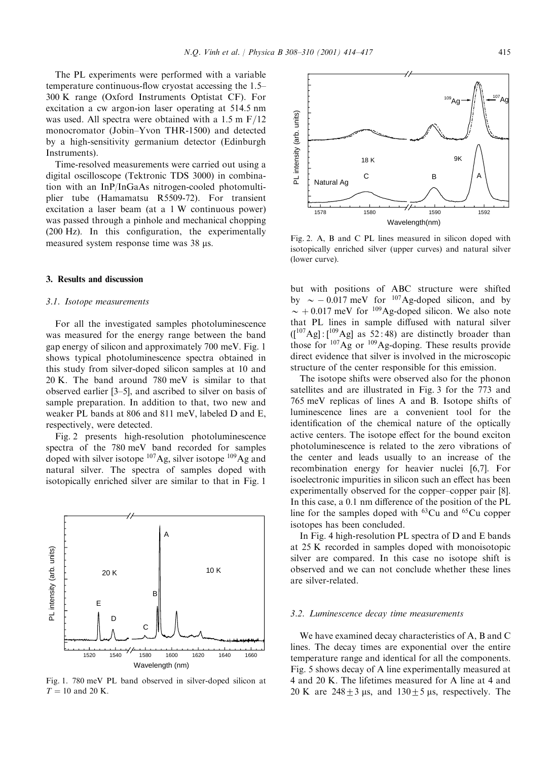The PL experiments were performed with a variable temperature continuous-flow cryostat accessing the 1.5–300 K range (Oxford Instruments Optistat CF). For excitation a cw argon-ion laser operating at 514.5 nm was used. All spectra were obtained with a 1.5 m F/12 monocromator (Jobin–Yvon THR-1500) and detected by a high-sensitivity germanium detector (Edinburgh Instruments).

Time-resolved measurements were carried out using a digital oscilloscope (Tektronic TDS 3000) in combination with an InP/InGaAs nitrogen-cooled photomultiplier tube (Hamamatsu R5509-72). For transient excitation a laser beam (at a 1 W continuous power) was passed through a pinhole and mechanical chopping (200 Hz). In this configuration, the experimentally measured system response time was 38 μs.

## 3. Results and discussion

### 3.1. Isotope measurements

For all the investigated samples photoluminescence was measured for the energy range between the band gap energy of silicon and approximately 700 meV. Fig. 1 shows typical photoluminescence spectra obtained in this study from silver-doped silicon samples at 10 and 20 K. The band around 780 meV is similar to that observed earlier [3–5], and ascribed to silver on basis of sample preparation. In addition to that, two new and weaker PL bands at 806 and 811 meV, labeled D and E, respectively, were detected.

Fig. 2 presents high-resolution photoluminescence spectra of the 780 meV band recorded for samples doped with silver isotope $^{107}$Ag, silver isotope $^{109}$Ag and natural silver. The spectra of samples doped with isotopically enriched silver are similar to that in Fig. 1

Fig. 1. 780 meV PL band observed in silver-doped silicon at $T = 10$ and 20 K.

Fig. 2. A, B and C PL lines measured in silicon doped with isotopically enriched silver (upper curves) and natural silver (lower curve).

but with positions of ABC structure were shifted by $\sim -0.017$ meV for $^{107}$Ag-doped silicon, and by $\sim +0.017$ meV for $^{109}$Ag-doped silicon. We also note that PL lines in sample diffused with natural silver ([$^{107}$Ag] : [$^{109}$Ag] as 52 : 48) are distinctly broader than those for $^{107}$Ag or $^{109}$Ag-doping. These results provide direct evidence that silver is involved in the microscopic structure of the center responsible for this emission.

The isotope shifts were observed also for the phonon satellites and are illustrated in Fig. 3 for the 773 and 765 meV replicas of lines A and B. Isotope shifts of luminescence lines are a convenient tool for the identification of the chemical nature of the optically active centers. The isotope effect for the bound exciton photoluminescence is related to the zero vibrations of the center and leads usually to an increase of the recombination energy for heavier nuclei [6,7]. For isoelectronic impurities in silicon such an effect has been experimentally observed for the copper–copper pair [8]. In this case, a 0.1 nm difference of the position of the PL line for the samples doped with $^{63}$Cu and $^{65}$Cu copper isotopes has been concluded.

In Fig. 4 high-resolution PL spectra of D and E bands at 25 K recorded in samples doped with monoisotopic silver are compared. In this case no isotope shift is observed and we can not conclude whether these lines are silver-related.

### 3.2. Luminescence decay time measurements

We have examined decay characteristics of A, B and C lines. The decay times are exponential over the entire temperature range and identical for all the components. Fig. 5 shows decay of A line experimentally measured at 4 and 20 K. The lifetimes measured for A line at 4 and 20 K are $248 \pm 3$ μs, and $130 \pm 5$ μs, respectively. The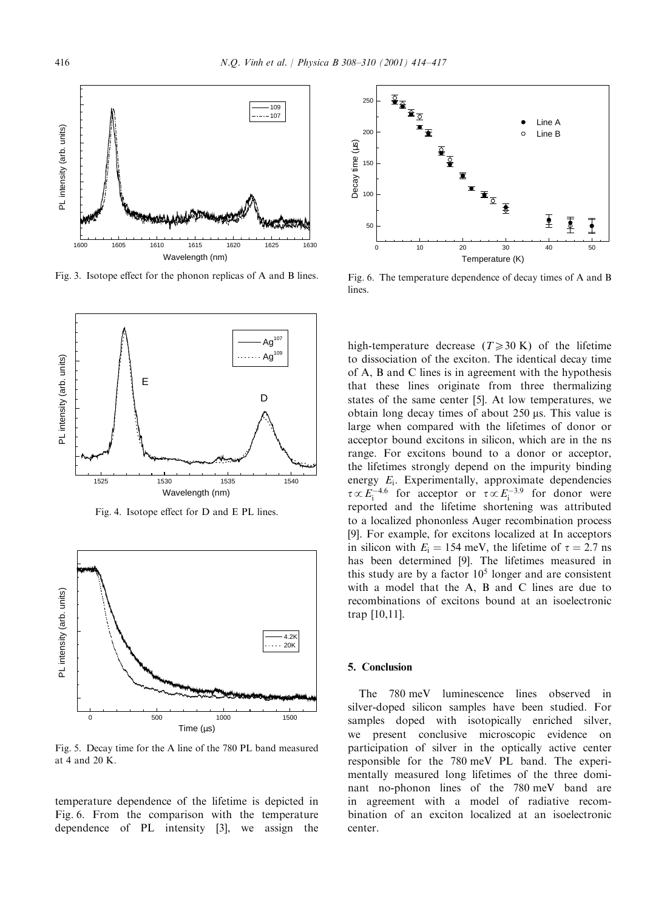Fig. 3. Isotope effect for the phonon replicas of A and B lines.

Fig. 4. Isotope effect for D and E PL lines.

Fig. 5. Decay time for the A line of the 780 PL band measured at 4 and 20 K.

temperature dependence of the lifetime is depicted in Fig. 6. From the comparison with the temperature dependence of PL intensity [3], we assign the

Fig. 6. The temperature dependence of decay times of A and B lines.

high-temperature decrease ($T \geqslant 30$ K) of the lifetime to dissociation of the exciton. The identical decay time of A, B and C lines is in agreement with the hypothesis that these lines originate from three thermalizing states of the same center [5]. At low temperatures, we obtain long decay times of about 250 μs. This value is large when compared with the lifetimes of donor or acceptor bound excitons in silicon, which are in the ns range. For excitons bound to a donor or acceptor, the lifetimes strongly depend on the impurity binding energy $E_i$. Experimentally, approximate dependencies $\tau \propto E_i^{-4.6}$ for acceptor or $\tau \propto E_i^{-3.9}$ for donor were reported and the lifetime shortening was attributed to a localized phononless Auger recombination process [9]. For example, for excitons localized at In acceptors in silicon with $E_i = 154$ meV, the lifetime of $\tau = 2.7$ ns has been determined [9]. The lifetimes measured in this study are by a factor $10^5$ longer and are consistent with a model that the A, B and C lines are due to recombinations of excitons bound at an isoelectronic trap [10,11].

## 5. Conclusion

The 780 meV luminescence lines observed in silver-doped silicon samples have been studied. For samples doped with isotopically enriched silver, we present conclusive microscopic evidence on participation of silver in the optically active center responsible for the 780 meV PL band. The experimentally measured long lifetimes of the three dominant no-phonon lines of the 780 meV band are in agreement with a model of radiative recombination of an exciton localized at an isoelectronic center.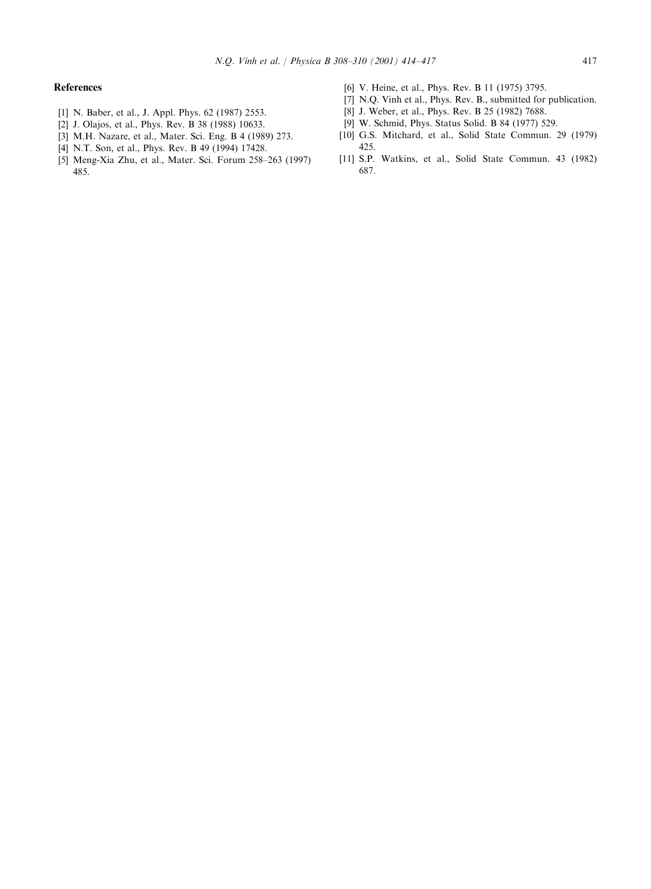## References

[1] N. Baber, et al., J. Appl. Phys. 62 (1987) 2553.

[2] J. Olajos, et al., Phys. Rev. B 38 (1988) 10633.

[3] M.H. Nazare, et al., Mater. Sci. Eng. B 4 (1989) 273.

[4] N.T. Son, et al., Phys. Rev. B 49 (1994) 17428.

[5] Meng-Xia Zhu, et al., Mater. Sci. Forum 258–263 (1997) 485.

[6] V. Heine, et al., Phys. Rev. B 11 (1975) 3795.

[7] N.Q. Vinh et al., Phys. Rev. B., submitted for publication.

[8] J. Weber, et al., Phys. Rev. B 25 (1982) 7688.

[9] W. Schmid, Phys. Status Solid. B 84 (1977) 529.

[10] G.S. Mitchard, et al., Solid State Commun. 29 (1979) 425.

[11] S.P. Watkins, et al., Solid State Commun. 43 (1982) 687.